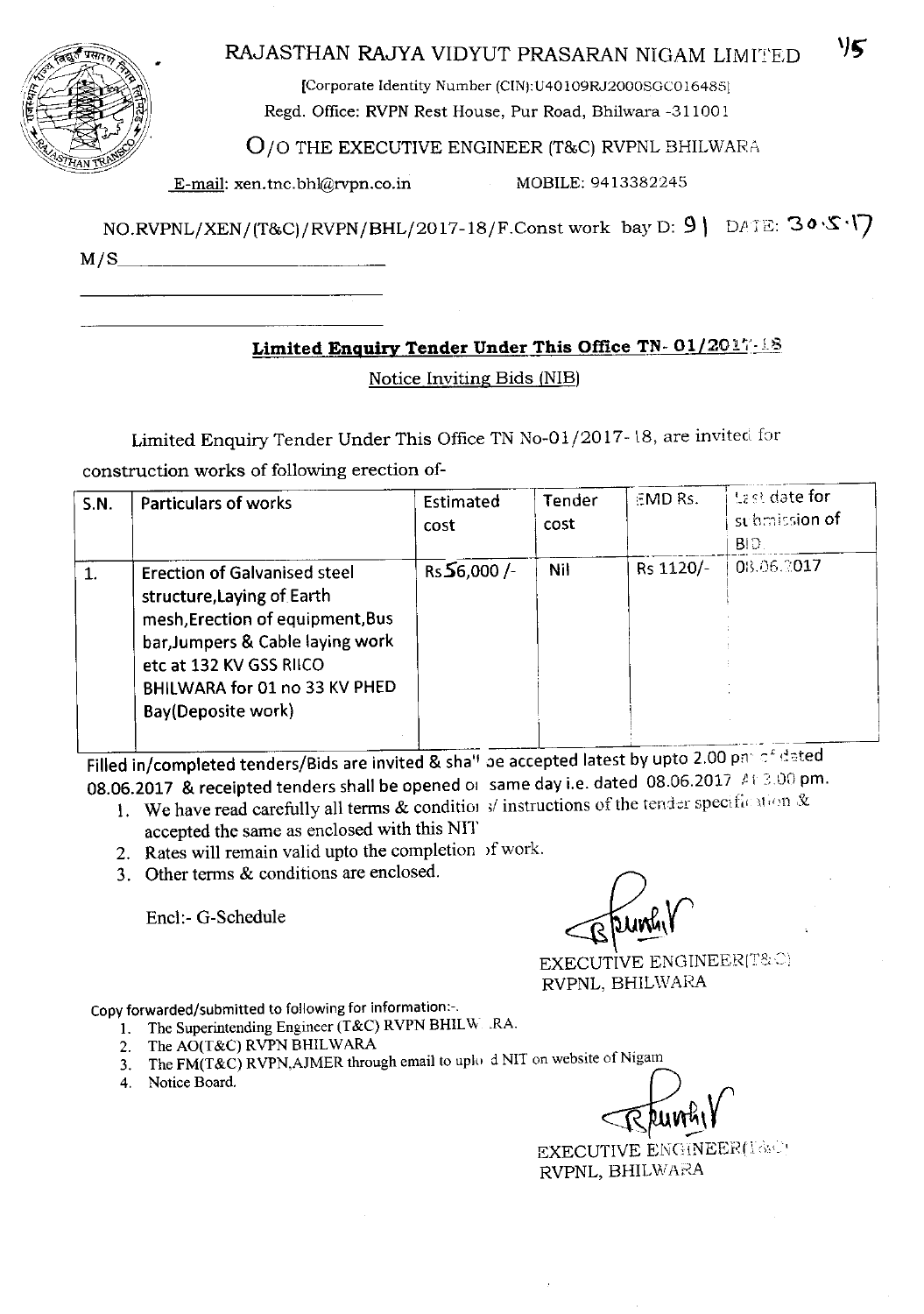# RAJASTHAN RAJYA VIDYUT PRASARAN NIGAM LIMITED

[Corporate Identity Number (CIN):U40109RJ2000SGC016485]
Regd. Office: RVPN Rest House, Pur Road, Bhilwara -311001

## O/O THE EXECUTIVE ENGINEER (T&C) RVPNL BHILWARA

E-mail: xen.tnc.bhl@rvpn.co.in MOBILE: 9413382245

NO.RVPNL/XEN/(T&C)/RVPN/BHL/2017-18/F.Const work bay D: 91 DATE: 30.5.17

M/S____________________

____________________

____________________

### Limited Enquiry Tender Under This Office TN- 01/2017-18

Notice Inviting Bids (NIB)

Limited Enquiry Tender Under This Office TN No-01/2017-18, are invited for construction works of following erection of-

| S.N. | Particulars of works | Estimated cost | Tender cost | EMD Rs. | Last date for submission of BID |
|---|---|---|---|---|---|
| 1. | Erection of Galvanised steel structure,Laying of Earth mesh,Erection of equipment,Bus bar,Jumpers & Cable laying work etc at 132 KV GSS RIICO BHILWARA for 01 no 33 KV PHED Bay(Deposite work) | Rs56,000 /- | Nil | Rs 1120/- | 08.06.2017 |

Filled in/completed tenders/Bids are invited & shall be accepted latest by upto 2.00 pm of dated 08.06.2017 & receipted tenders shall be opened on same day i.e. dated 08.06.2017 At 3.00 pm.

1. We have read carefully all terms & conditions/ instructions of the tender specification & accepted the same as enclosed with this NIT
2. Rates will remain valid upto the completion of work.
3. Other terms & conditions are enclosed.

Encl:- G-Schedule

EXECUTIVE ENGINEER(T&C)
RVPNL, BHILWARA

Copy forwarded/submitted to following for information:-.

1. The Superintending Engineer (T&C) RVPN BHILWARA.
2. The AO(T&C) RVPN BHILWARA
3. The FM(T&C) RVPN,AJMER through email to upload NIT on website of Nigam
4. Notice Board.

EXECUTIVE ENGINEER(T&C)
RVPNL, BHILWARA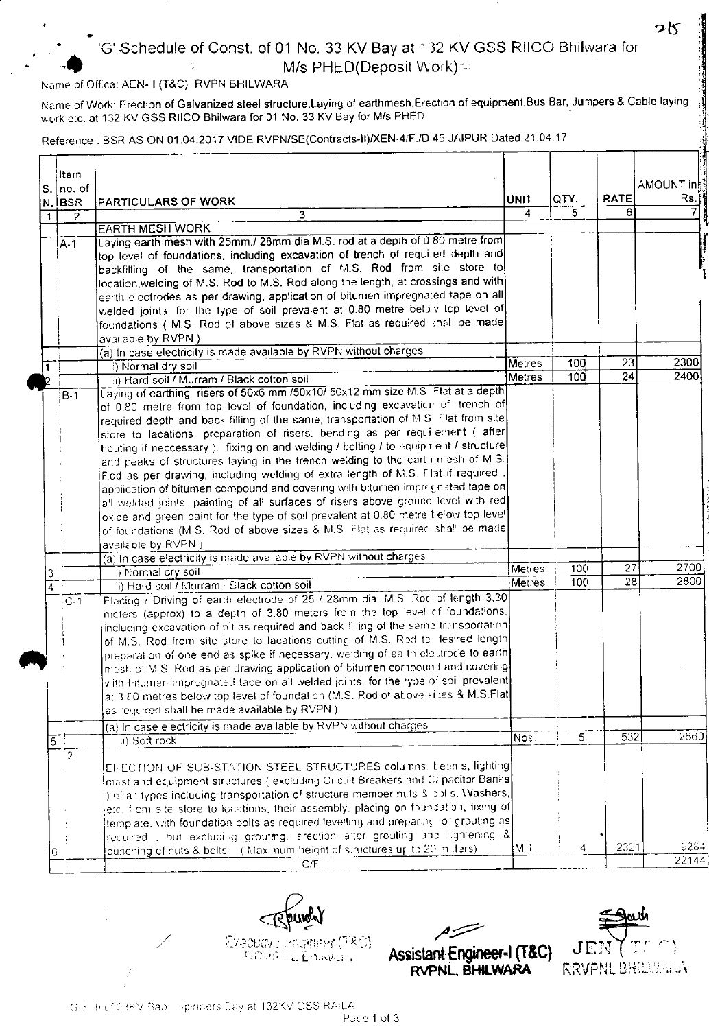# 'G' Schedule of Const. of 01 No. 33 KV Bay at 132 KV GSS RIICO Bhilwara for M/s PHED(Deposit Work)

Name of Office: AEN- I (T&C) RVPN BHILWARA

Name of Work: Erection of Galvanized steel structure,Laying of earthmesh,Erection of equipment,Bus Bar, Jumpers & Cable laying work etc. at 132 KV GSS RIICO Bhilwara for 01 No. 33 KV Bay for M/s PHED

Reference : BSR AS ON 01.04.2017 VIDE RVPN/SE(Contracts-II)/XEN-4/F./D 45 JAIPUR Dated 21.04.17

| S. N. | Item no. of BSR | PARTICULARS OF WORK | UNIT | QTY. | RATE | AMOUNT in Rs. |
|---|---|---|---|---|---|---|
| 1 | 2 | 3 | 4 | 5 | 6 | 7 |
| | | EARTH MESH WORK | | | | |
| | A-1 | Laying earth mesh with 25mm./ 28mm dia M.S. rod at a depth of 0.80 metre from top level of foundations, including excavation of trench of required depth and backfilling of the same, transportation of M.S. Rod from site store to location,welding of M.S. Rod to M.S. Rod along the length, at crossings and with earth electrodes as per drawing, application of bitumen impregnated tape on all welded joints, for the type of soil prevalent at 0.80 metre below top level of foundations ( M.S. Rod of above sizes & M.S. Flat as required shall be made available by RVPN ) | | | | |
| | | (a) In case electricity is made available by RVPN without charges | | | | |
| 1 | | i) Normal dry soil | Metres | 100 | 23 | 2300 |
| 2 | | ii) Hard soil / Murram / Black cotton soil | Metres | 100 | 24 | 2400 |
| | B-1 | Laying of earthing risers of 50x6 mm /50x10/ 50x12 mm size M.S. Flat at a depth of 0.80 metre from top level of foundation, including excavation of trench of required depth and back filling of the same, transportation of M.S. Flat from site store to lacations, preparation of risers, bending as per requirement ( after heating if neccessary ), fixing on and welding / bolting / to equipment / structure and peaks of structures laying in the trench welding to the earth mesh of M.S. Rod as per drawing, including welding of extra length of M.S. Flat if required , application of bitumen compound and covering with bitumen impregnated tape on all welded joints, painting of all surfaces of risers above ground level with red oxide and green paint for the type of soil prevalent at 0.80 metre below top level of foundations (M.S. Rod of above sizes & M.S. Flat as required shall be made available by RVPN ) | | | | |
| | | (a) In case electricity is made available by RVPN without charges | | | | |
| 3 | | i) Normal dry soil | Metres | 100 | 27 | 2700 |
| 4 | | ii) Hard soil / Murram / Black cotton soil | Metres | 100 | 28 | 2800 |
| | C-1 | Placing / Driving of earth electrode of 25 / 28mm dia. M.S. Rod of length 3.30 meters (approx) to a depth of 3.80 meters from the top level of foundations, including excavation of pit as required and back filling of the same transportation of M.S. Rod from site store to lacations cutting of M.S. Rod to desired length preparation of one end as spike if necessary, welding of earth electrode to earth mesh of M.S. Rod as per drawing application of bitumen compound and covering with bitumen impregnated tape on all welded joints, for the type of soil prevalent at 3.80 metres below top level of foundation (M.S. Rod of above sizes & M.S.Flat as required shall be made available by RVPN ) | | | | |
| | | (a) In case electricity is made available by RVPN without charges | | | | |
| 5 | | ii) Soft rock | Nos. | 5 | 532 | 2660 |
| 6 | 2 | ERECTION OF SUB-STATION STEEL STRUCTURES columns, beams, lighting mast and equipment structures ( excluding Circuit Breakers and Capacitor Banks ) of all types including transportation of structure members nuts & bolts, Washers, etc. from site store to locations, their assembly, placing on foundation, fixing of template, with foundation bolts as required levelling and preparing for grouting as required , but excluding grouting, erection after grouting and tightening & punching of nuts & bolts ( Maximum height of structures up to 20 meters) | MT | 4 | 2321 | 9284 |
| | | C/F | | | | 22144 |

Executive Engineer (T&C) RRVPNL Bhilwara

Assistant Engineer-I (T&C) RVPNL, BHILWARA

JEN (T&C) RRVPNL BHILWARA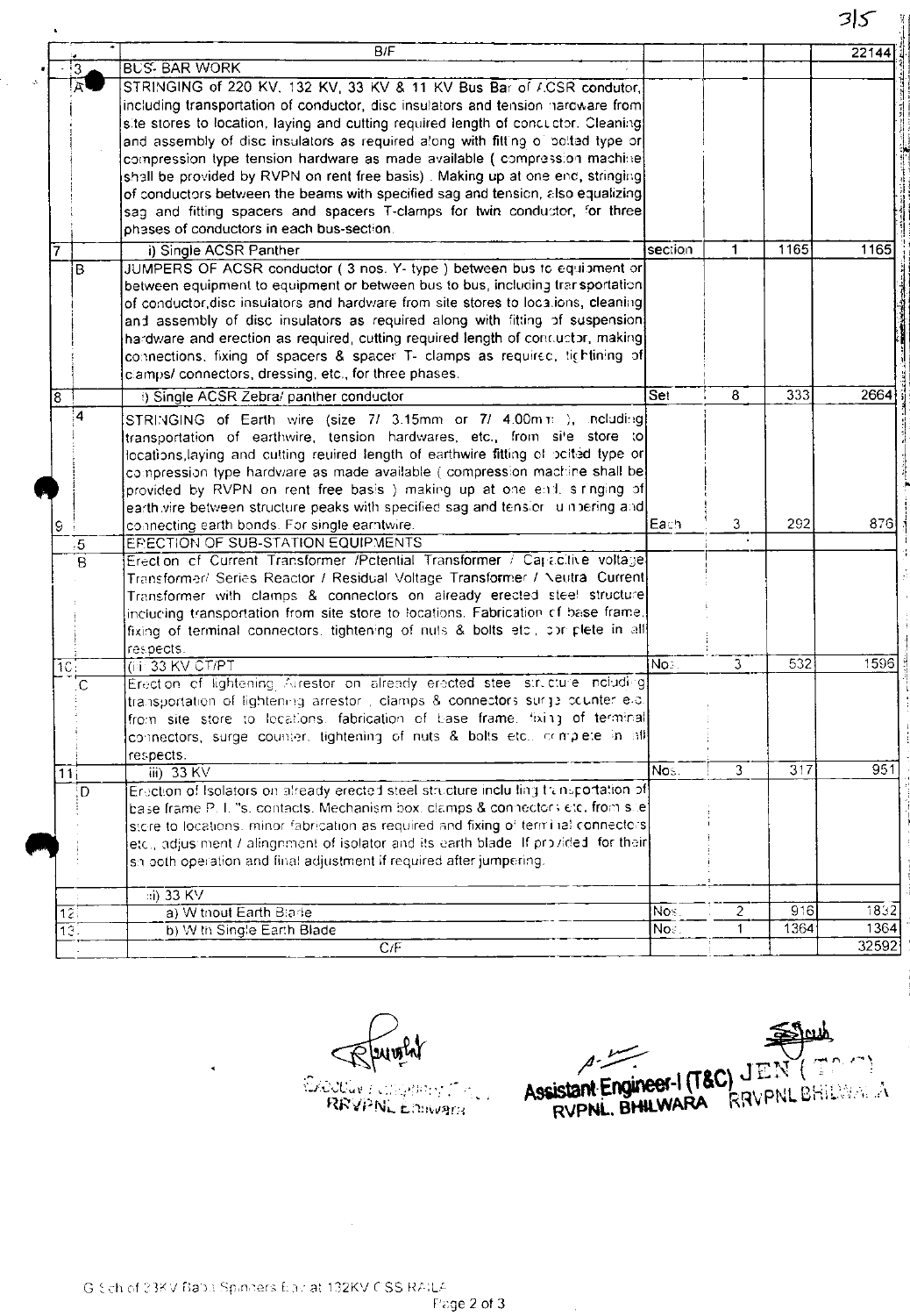| | | | | | | |
|---|---|---|---|---|---|---|
| | | B/F | | | | 22144 |
| | 3 | BUS- BAR WORK | | | | |
| | A | STRINGING of 220 KV, 132 KV, 33 KV & 11 KV Bus Bar of ACSR condutor, including transportation of conductor, disc insulators and tension hardware from site stores to location, laying and cutting required length of conductor. Cleaning and assembly of disc insulators as required along with fitting of bolted type or compression type tension hardware as made available ( compression machine shall be provided by RVPN on rent free basis) . Making up at one end, stringing of conductors between the beams with specified sag and tension, also equalizing sag and fitting spacers and spacers T-clamps for twin conductor, for three phases of conductors in each bus-section. | | | | |
| 7 | | i) Single ACSR Panther | section | 1 | 1165 | 1165 |
| | B | JUMPERS OF ACSR conductor ( 3 nos. Y- type ) between bus to equipment or between equipment to equipment or between bus to bus, including transportation of conductor,disc insulators and hardware from site stores to locations, cleaning and assembly of disc insulators as required along with fitting of suspension hardware and erection as required, cutting required length of conductor, making connections, fixing of spacers & spacer T- clamps as required, tightining of clamps/ connectors, dressing, etc., for three phases. | | | | |
| 8 | | i) Single ACSR Zebra/ panther conductor | Set | 8 | 333 | 2664 |
| 9 | 4 | STRINGING of Earth wire (size 7/ 3.15mm or 7/ 4.00mm ), including transportation of earthwire, tension hardwares, etc., from site store to locations,laying and cutting reuired length of earthwire fitting of bolted type or compression type hardware as made available ( compression machine shall be provided by RVPN on rent free basis ) making up at one end, stringing of earthwire between structure peaks with specified sag and tension numbering and connecting earth bonds. For single earthwire. | Each | 3 | 292 | 876 |
| | 5 | ERECTION OF SUB-STATION EQUIPMENTS | | | | |
| | B | Erection of Current Transformer /Potential Transformer / Capacitive voltage Transformer/ Series Reactor / Residual Voltage Transformer / Neutral Current Transformer with clamps & connectors on already erected steel structure including transportation from site store to locations. Fabrication of base frame, fixing of terminal connectors, tightening of nuts & bolts etc., complete in all respects. | | | | |
| 10 | | (ii) 33 KV CT/PT | No. | 3 | 532 | 1596 |
| | C | Erection of lightening Arrestor on already erected steel structure including transportation of lightening arrestor , clamps & connectors surge counter etc. from site store to locations. fabrication of base frame, fixing of terminal connectors, surge counter, tightening of nuts & bolts etc., complete in all respects. | | | | |
| 11 | | iii) 33 KV | Nos. | 3 | 317 | 951 |
| | D | Erection of Isolators on already erected steel structure including transportation of base frame P. I. 's. contacts. Mechanism box. clamps & connectors etc. from site store to locations. minor fabrication as required and fixing of terminal connectors etc., adjustment / alingnment of isolator and its earth blade. If provided for their smooth operation and final adjustment if required after jumpering. | | | | |
| | | iii) 33 KV | | | | |
| 12 | | a) Without Earth Blade | Nos. | 2 | 916 | 1832 |
| 13 | | b) With Single Earth Blade | Nos. | 1 | 1364 | 1364 |
| | | C/F | | | | 32592 |

Executive Engineer (T&C)
RRVPNL Bhilwara

Assistant Engineer-I (T&C)
RVPNL, BHILWARA

JEN (T&C)
RRVPNL BHILWARA

G Sch of 33KV Balaji Spinners Bay at 132KV GSS RAILA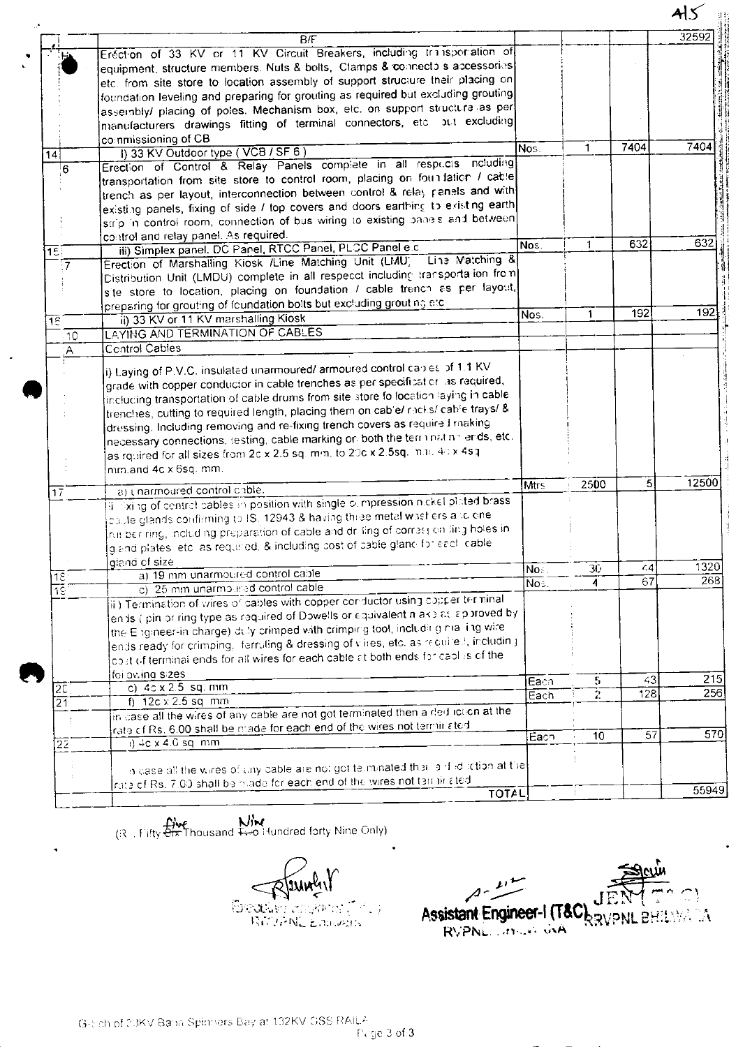415

| S.No. | Item No. | Description | Unit | Qty | Rate | Amount |
|---|---|---|---|---|---|---|
| | | B/F | | | | 32592 |
| | H | Erection of 33 KV or 11 KV Circuit Breakers, including transportation of equipment, structure members, Nuts & bolts, Clamps & connectors accessories etc. from site store to location assembly of support structure their placing on foundation leveling and preparing for grouting as required but excluding grouting assembly/ placing of poles. Mechanism box, etc. on support structure as per manufacturers drawings fitting of terminal connectors, etc. but excluding commissioning of CB | | | | |
| 14 | | I) 33 KV Outdoor type ( VCB / SF 6 ) | Nos. | 1 | 7404 | 7404 |
| | 6 | Erection of Control & Relay Panels complete in all respects including transportation from site store to control room, placing on foundation / cable trench as per layout, interconnection between control & relay panels and with existing panels, fixing of side / top covers and doors earthing to existing earth strip in control room, connection of bus wiring to existing panels and between control and relay panel. As required. | | | | |
| 15 | | iii) Simplex panel, DC Panel, RTCC Panel, PLCC Panel etc | Nos. | 1 | 632 | 632 |
| | 7 | Erection of Marshalling Kiosk /Line Matching Unit (LMU) Line Matching & Distribution Unit (LMDU) complete in all respecct including transportation from site store to location, placing on foundation / cable trench as per layout, preparing for grouting of foundation bolts but excluding grouting etc | | | | |
| 16 | | ii) 33 KV or 11 KV marshalling Kiosk | Nos. | 1 | 192 | 192 |
| | 10 | LAYING AND TERMINATION OF CABLES | | | | |
| | A | Control Cables | | | | |
| | | i) Laying of P.V.C. insulated unarmoured/ armoured control cables of 1.1 KV grade with copper conductor in cable trenches as per specification as required, including transportation of cable drums from site store to location laying in cable trenches, cutting to required length, placing them on cable/ racks/ cable trays/ & dressing. Including removing and re-fixing trench covers as required making necessary connections, testing, cable marking on both the termination ends, etc. as required for all sizes from 2c x 2.5 sq. mm. to 20c x 2.5sq. mm. 4c x 4sq mm.and 4c x 6sq. mm. | | | | |
| 17 | | a) Unarmoured control cable. | Mtrs | 2500 | 5 | 12500 |
| | | ii) fixing of control cables in position with single compression nickel plated brass cable glands confirming to IS: 12943 & having three metal washers and one rubber ring, including preparation of cable and drilling of corresponding holes in gland plates etc as required. & including cost of cable gland for each cable gland of size | | | | |
| 18 | | a) 19 mm unarmoured control cable | Nos. | 30 | 44 | 1320 |
| 19 | | c) 25 mm unarmoured control cable | Nos. | 4 | 67 | 268 |
| | | ii) Termination of wires of cables with copper conductor using copper terminal ends ( pin or ring type as required of Dowells or equivalent make as approved by the Engineer-in charge) duly crimped with crimping tool, including making wire ends ready for crimping, ferruling & dressing of wires, etc. as required, including cost of terminal ends for all wires for each cable at both ends for cables of the following sizes | | | | |
| 20 | | c) 4c x 2.5 sq. mm | Each | 5 | 43 | 215 |
| 21 | | f) 12c x 2.5 sq. mm | Each | 2 | 128 | 256 |
| | | in case all the wires of any cable are not got terminated then a deduction at the rate of Rs. 6.00 shall be made for each end of the wires not terminated | | | | |
| 22 | | i) 4c x 4.0 sq. mm | Each | 10 | 57 | 570 |
| | | In case all the wires of any cable are not got terminated then a deduction at the rate of Rs. 7.00 shall be made for each end of the wires not terminated | | | | |
| | | TOTAL | | | | 55949 |

(Rs. Fifty ~~Six~~ Five Thousand ~~Two~~ Nine Hundred forty Nine Only)

Assistant Engineer-I (T&C) RVPNL BHILWARA

JEN (T&C) RVPNL BHILWARA

G... of 33KV Bay in Spinners Bay at 132KV GSS RAILA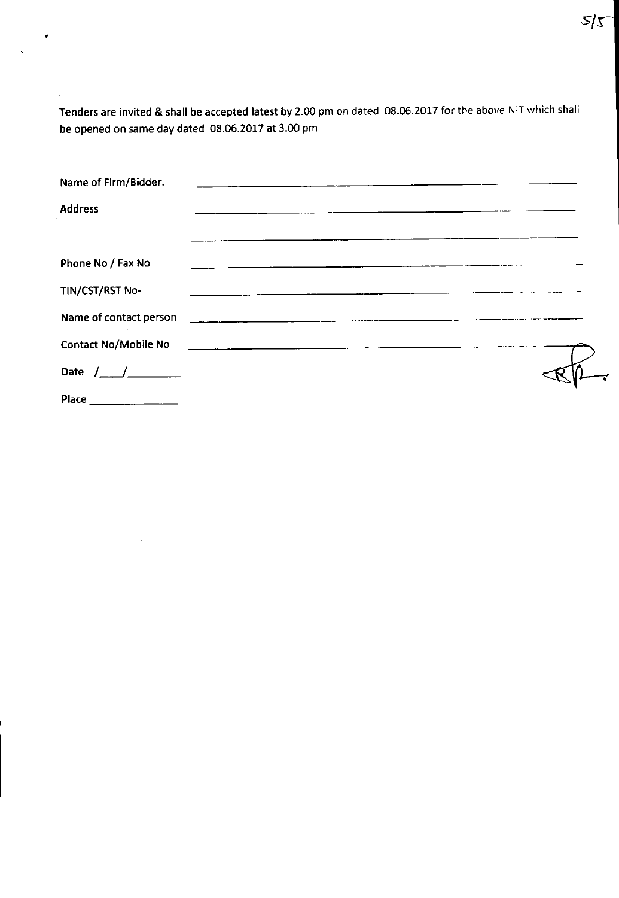**Tenders are invited & shall be accepted latest by 2.00 pm on dated 08.06.2017** for the above NIT which shall **be opened on same day dated 08.06.2017 at 3.00 pm**

**Name of Firm/Bidder.** ____________________________________________

**Address** ____________________________________________

____________________________________________

**Phone No / Fax No** ____________________________________________

**TIN/CST/RST No-** ____________________________________________

**Name of contact person** ____________________________________________

**Contact No/Mobile No** ____________________________________________

**Date** /____/________

**Place** ______________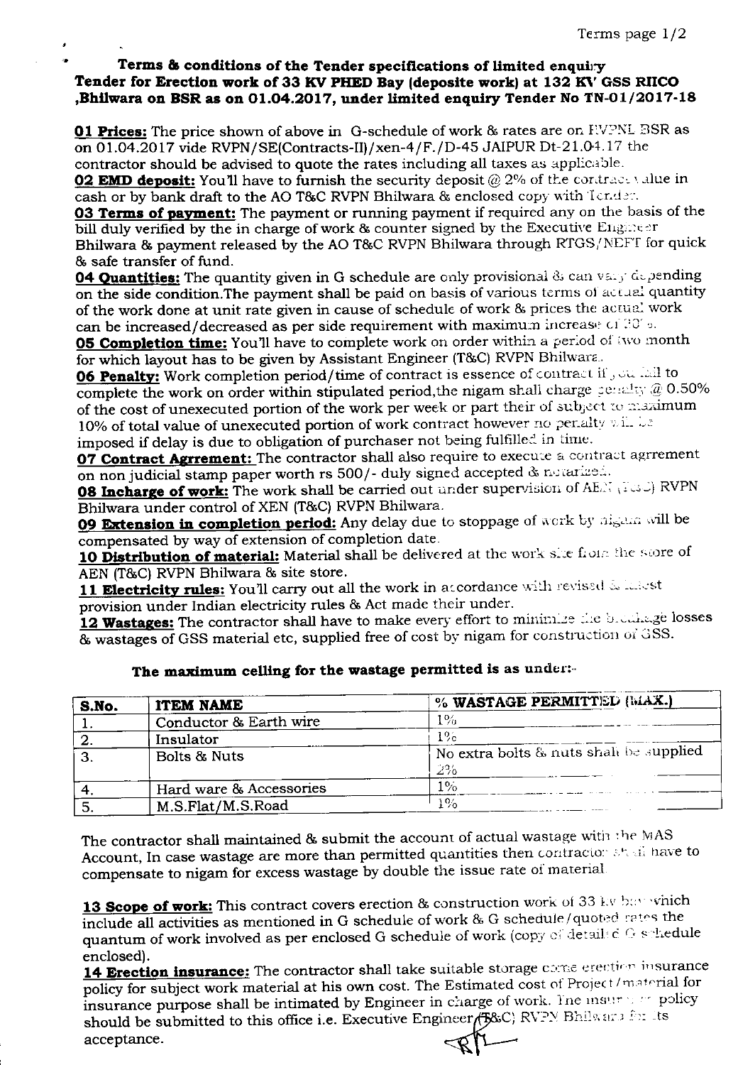**Terms & conditions of the Tender specifications of limited enquiry Tender for Erection work of 33 KV PHED Bay (deposite work) at 132 KV GSS RIICO ,Bhilwara on BSR as on 01.04.2017, under limited enquiry Tender No TN-01/2017-18**

**01 Prices:** The price shown of above in G-schedule of work & rates are on RVPNL BSR as on 01.04.2017 vide RVPN/SE(Contracts-II)/xen-4/F./D-45 JAIPUR Dt-21.04.17 the contractor should be advised to quote the rates including all taxes as applicable.

**02 EMD deposit:** You'll have to furnish the security deposit @ 2% of the contract value in cash or by bank draft to the AO T&C RVPN Bhilwara & enclosed copy with Tender.

**03 Terms of payment:** The payment or running payment if required any on the basis of the bill duly verified by the in charge of work & counter signed by the Executive Engineer Bhilwara & payment released by the AO T&C RVPN Bhilwara through RTGS/NEFT for quick & safe transfer of fund.

**04 Quantities:** The quantity given in G schedule are only provisional & can vary depending on the side condition.The payment shall be paid on basis of various terms of actual quantity of the work done at unit rate given in cause of schedule of work & prices the actual work can be increased/decreased as per side requirement with maximum increase of 30%.

**05 Completion time:** You'll have to complete work on order within a period of two month for which layout has to be given by Assistant Engineer (T&C) RVPN Bhilwara.

**06 Penalty:** Work completion period/time of contract is essence of contract if you fail to complete the work on order within stipulated period,the nigam shall charge penalty @ 0.50% of the cost of unexecuted portion of the work per week or part their of subject to maximum 10% of total value of unexecuted portion of work contract however no penalty will be imposed if delay is due to obligation of purchaser not being fulfilled in time.

**07 Contract Agrrement:** The contractor shall also require to execute a contract agrrement on non judicial stamp paper worth rs 500/- duly signed accepted & notarized.

**08 Incharge of work:** The work shall be carried out under supervision of AEN (T&C) RVPN Bhilwara under control of XEN (T&C) RVPN Bhilwara.

**09 Extension in completion period:** Any delay due to stoppage of work by nigam will be compensated by way of extension of completion date.

**10 Distribution of material:** Material shall be delivered at the work site from the store of AEN (T&C) RVPN Bhilwara & site store.

**11 Electricity rules:** You'll carry out all the work in accordance with revised & latest provision under Indian electricity rules & Act made their under.

**12 Wastages:** The contractor shall have to make every effort to minimize the breakage losses & wastages of GSS material etc, supplied free of cost by nigam for construction of GSS.

**The maximum ceiling for the wastage permitted is as under:-**

| S.No. | ITEM NAME | % WASTAGE PERMITTED (MAX.) |
|---|---|---|
| 1. | Conductor & Earth wire | 1% |
| 2. | Insulator | 1% |
| 3. | Bolts & Nuts | No extra bolts & nuts shall be supplied 2% |
| 4. | Hard ware & Accessories | 1% |
| 5. | M.S.Flat/M.S.Road | 1% |

The contractor shall maintained & submit the account of actual wastage with the MAS Account, In case wastage are more than permitted quantities then contractor shall have to compensate to nigam for excess wastage by double the issue rate of material.

**13 Scope of work:** This contract covers erection & construction work of 33 kv bay which include all activities as mentioned in G schedule of work & G schedule/quoted rates the quantum of work involved as per enclosed G schedule of work (copy of detailed G schedule enclosed).

**14 Erection insurance:** The contractor shall take suitable storage come erection insurance policy for subject work material at his own cost. The Estimated cost of Project/material for insurance purpose shall be intimated by Engineer in charge of work. The insurance policy should be submitted to this office i.e. Executive Engineer (T&C) RVPN Bhilwara for its acceptance.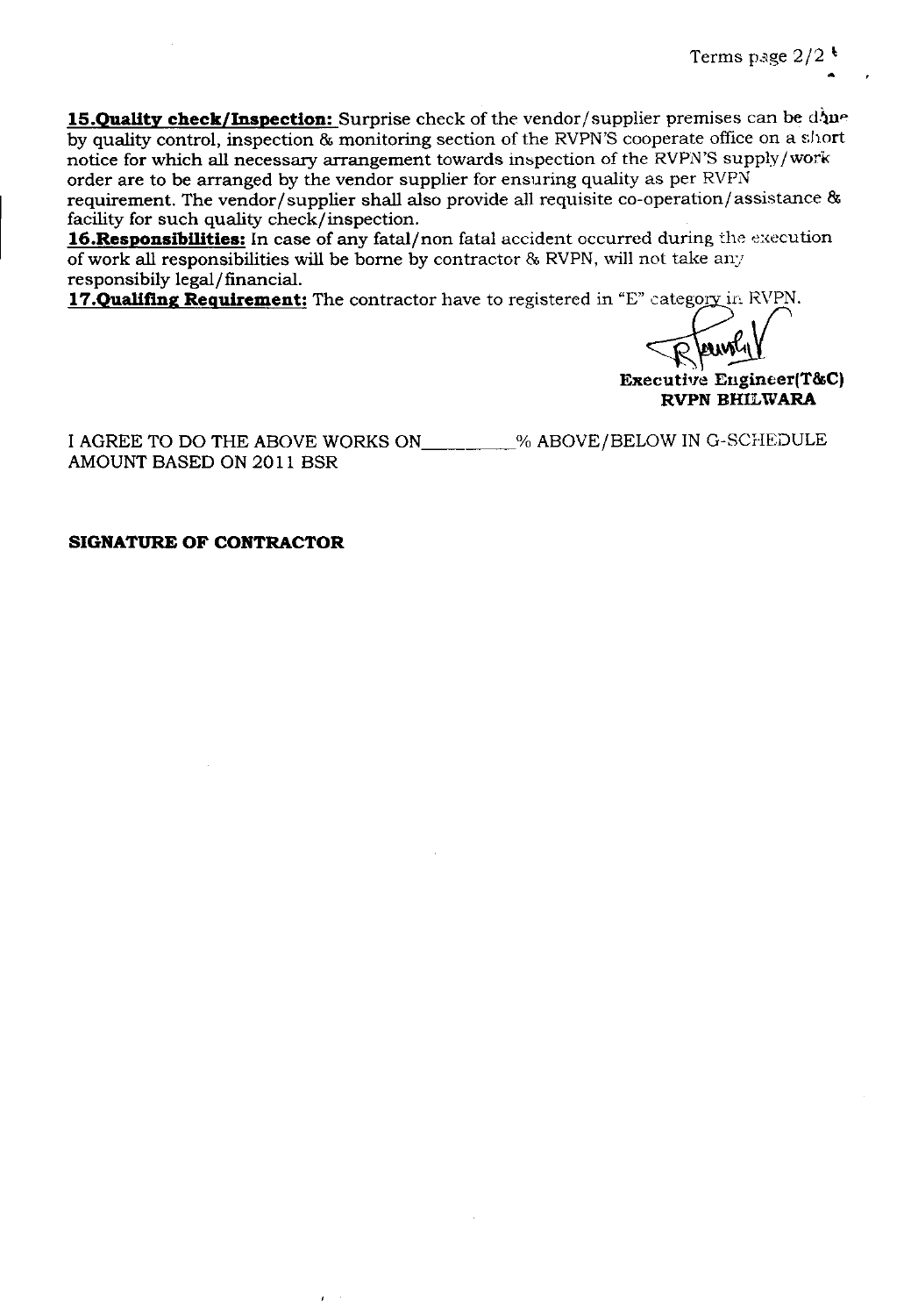**15.Quality check/Inspection:** Surprise check of the vendor/supplier premises can be done by quality control, inspection & monitoring section of the RVPN'S cooperate office on a short notice for which all necessary arrangement towards inspection of the RVPN'S supply/work order are to be arranged by the vendor supplier for ensuring quality as per RVPN requirement. The vendor/supplier shall also provide all requisite co-operation/assistance & facility for such quality check/inspection.

**16.Responsibilities:** In case of any fatal/non fatal accident occurred during the execution of work all responsibilities will be borne by contractor & RVPN, will not take any responsibily legal/financial.

**17.Qualifing Requirement:** The contractor have to registered in "E" category in RVPN.

**Executive Engineer(T&C)**
**RVPN BHILWARA**

I AGREE TO DO THE ABOVE WORKS ON_________% ABOVE/BELOW IN G-SCHEDULE AMOUNT BASED ON 2011 BSR

**SIGNATURE OF CONTRACTOR**